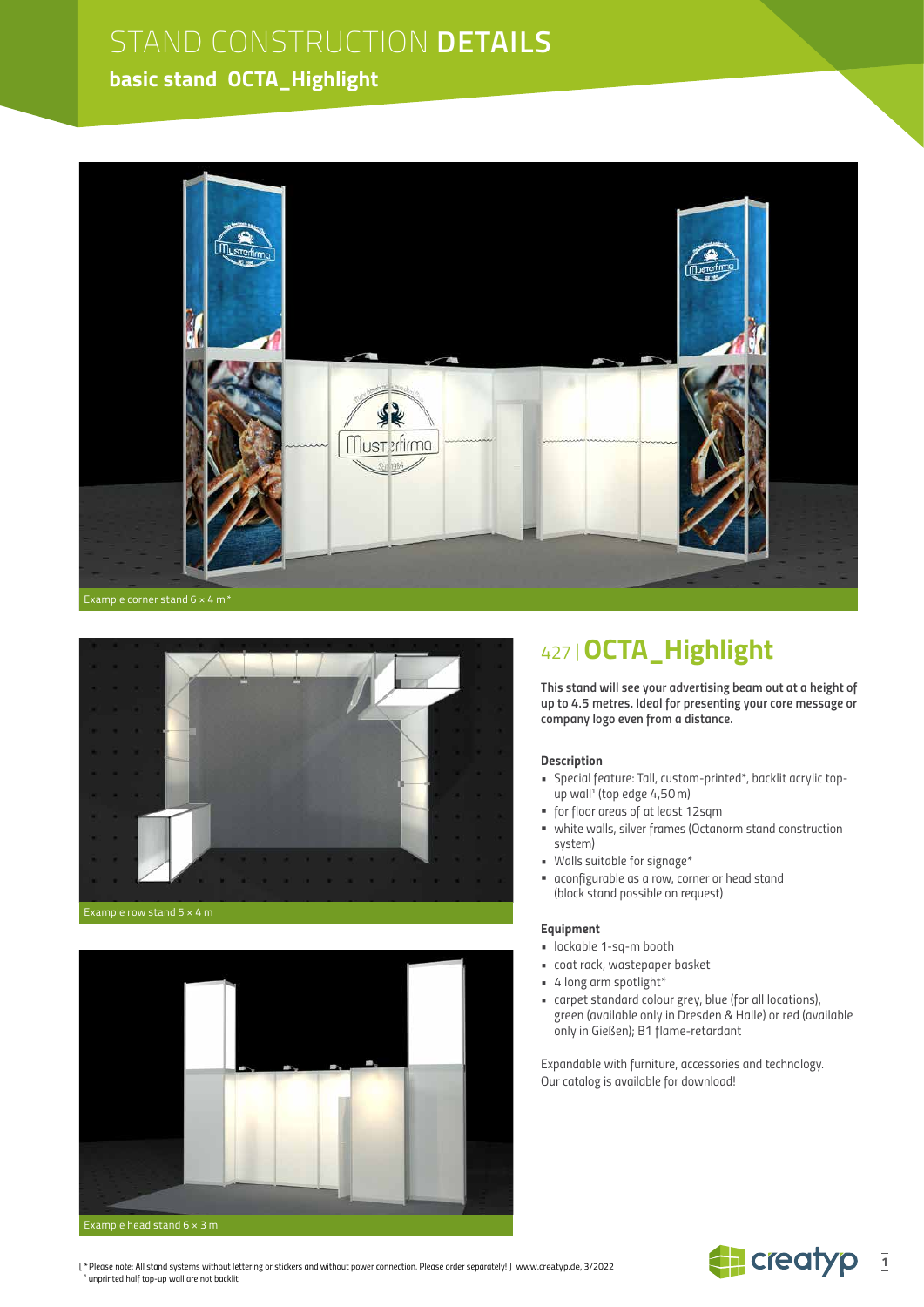# STAND CONSTRUCTION **DETAILS**

## basic stand OCTA_Highlight

Example corner stand 6 × 4 m*

Example row stand 5 × 4 m

Example head stand 6 × 3 m

## 427 | OCTA_Highlight

**This stand will see your advertising beam out at a height of up to 4.5 metres. Ideal for presenting your core message or company logo even from a distance.**

### Description

- Special feature: Tall, custom-printed*, backlit acrylic top-up wall[1] (top edge 4,50 m)
- for floor areas of at least 12sqm
- white walls, silver frames (Octanorm stand construction system)
- Walls suitable for signage*
- aconfigurable as a row, corner or head stand (block stand possible on request)

### Equipment

- lockable 1-sq-m booth
- coat rack, wastepaper basket
- 4 long arm spotlight*
- carpet standard colour grey, blue (for all locations), green (available only in Dresden & Halle) or red (available only in Gießen); B1 flame-retardant

Expandable with furniture, accessories and technology.
Our catalog is available for download!

[ *Please note: All stand systems without lettering or stickers and without power connection. Please order separately! ] www.creatyp.de, 3/2022
[1] unprinted half top-up wall are not backlit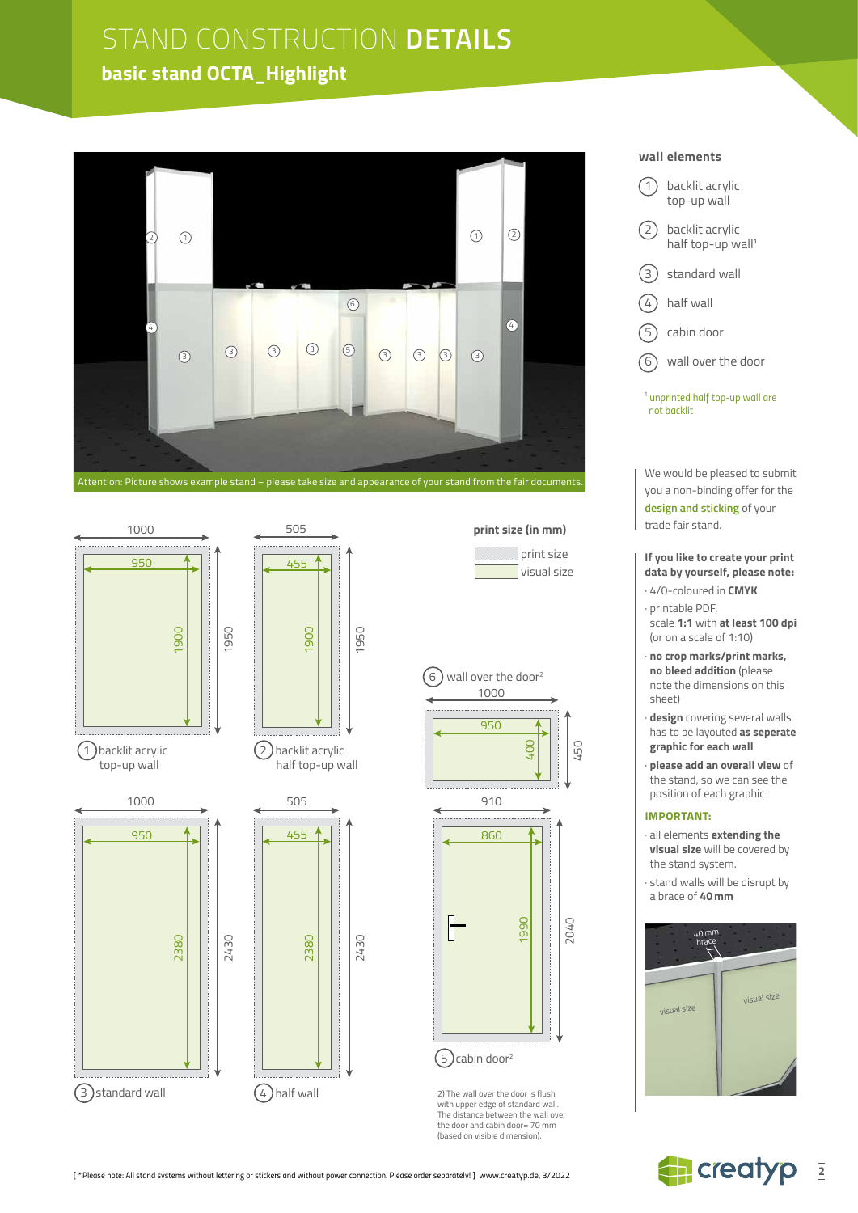# STAND CONSTRUCTION **DETAILS**

## basic stand OCTA_Highlight

Attention: Picture shows example stand – please take size and appearance of your stand from the fair documents.

### wall elements

1. backlit acrylic top-up wall
2. backlit acrylic half top-up wall[1]
3. standard wall
4. half wall
5. cabin door
6. wall over the door

[1] unprinted half top-up wall are not backlit

We would be pleased to submit you a non-binding offer for the **design and sticking** of your trade fair stand.

**If you like to create your print data by yourself, please note:**

- 4/0-coloured in **CMYK**
- printable PDF, scale **1:1** with **at least 100 dpi** (or on a scale of 1:10)
- **no crop marks/print marks, no bleed addition** (please note the dimensions on this sheet)
- **design** covering several walls has to be layouted **as seperate graphic for each wall**
- **please add an overall view** of the stand, so we can see the position of each graphic

**IMPORTANT:**

- all elements **extending the visual size** will be covered by the stand system.
- stand walls will be disrupt by a brace of **40 mm**

40 mm brace · visual size · visual size

### print size (in mm)

print size / visual size

| Element | Print size (W × H) | Visual size (W × H) |
|---|---|---|
| 1 backlit acrylic top-up wall | 1000 × 1950 | 950 × 1900 |
| 2 backlit acrylic half top-up wall | 505 × 1950 | 455 × 1900 |
| 3 standard wall | 1000 × 2430 | 950 × 2380 |
| 4 half wall | 505 × 2430 | 455 × 2380 |
| 5 cabin door[2] | 910 × 2040 | 860 × 1990 |
| 6 wall over the door[2] | 1000 × 450 | 950 × 400 |

2) The wall over the door is flush with upper edge of standard wall. The distance between the wall over the door and cabin door= 70 mm (based on visible dimension).

[ *Please note: All stand systems without lettering or stickers and without power connection. Please order separately! ] www.creatyp.de, 3/2022

creatyp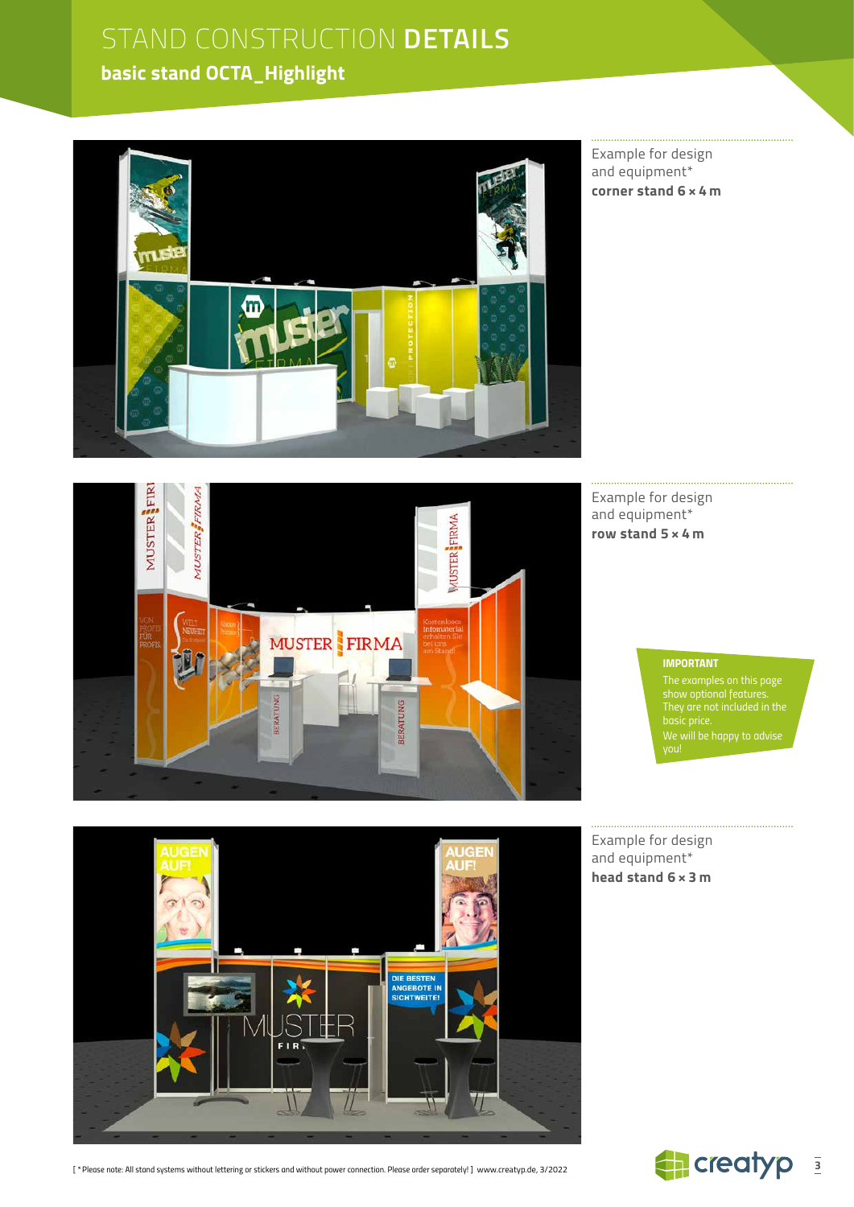# STAND CONSTRUCTION **DETAILS**

## basic stand OCTA_Highlight

Example for design and equipment*
**corner stand 6 × 4 m**

Example for design and equipment*
**row stand 5 × 4 m**

**IMPORTANT**
The examples on this page show optional features. They are not included in the basic price.
We will be happy to advise you!

Example for design and equipment*
**head stand 6 × 3 m**

[ *Please note: All stand systems without lettering or stickers and without power connection. Please order separately! ] www.creatyp.de, 3/2022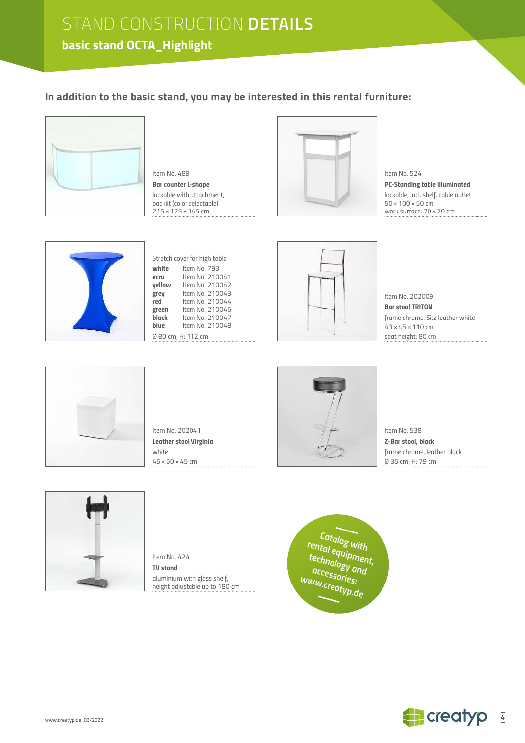# STAND CONSTRUCTION **DETAILS**

## basic stand OCTA_Highlight

### In addition to the basic stand, you may be interested in this rental furniture:

Item No. 489
**Bar counter L-shape**
lockable with attachment,
backlit (color selectable)
215 × 125 × 145 cm

Item No. 524
**PC-Standing table illuminated**
lockable, incl. shelf, cable outlet
50 × 100 × 50 cm,
work surface: 70 × 70 cm

Stretch cover for high table

| | |
|---|---|
| **white** | Item No. 793 |
| **ecru** | Item No. 210041 |
| **yellow** | Item No. 210042 |
| **grey** | Item No. 210043 |
| **red** | Item No. 210044 |
| **green** | Item No. 210046 |
| **black** | Item No. 210047 |
| **blue** | Item No. 210048 |

Ø 80 cm, H: 112 cm

Item No. 202009
**Bar stool TRITON**
frame chrome, Sitz leather white
43 × 45 × 110 cm
seat height: 80 cm

Item No. 202041
**Leather stool Virginia**
white
45 × 50 × 45 cm

Item No. 538
**Z-Bar stool, black**
frame chrome, leather black
Ø 35 cm, H: 79 cm

Item No. 424
**TV stand**
aluminium with glass shelf,
height adjustable up to 180 cm

*Catalog with rental equipment, technology and accessories: www.creatyp.de*

www.creatyp.de, 03/2022